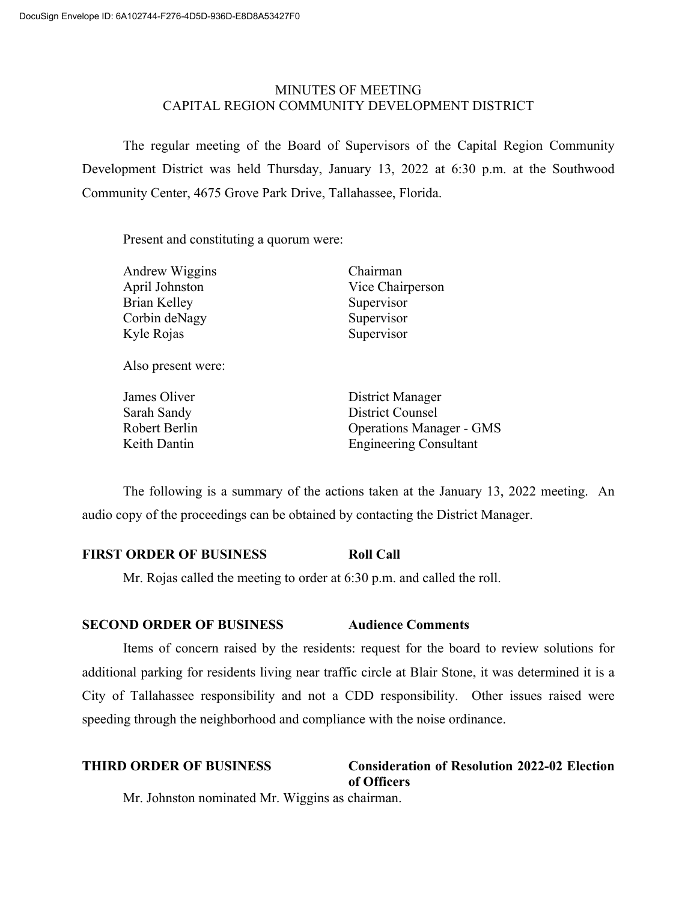MINUTES OF MEETING
CAPITAL REGION COMMUNITY DEVELOPMENT DISTRICT

The regular meeting of the Board of Supervisors of the Capital Region Community Development District was held Thursday, January 13, 2022 at 6:30 p.m. at the Southwood Community Center, 4675 Grove Park Drive, Tallahassee, Florida.

Present and constituting a quorum were:

| | |
|---|---|
| Andrew Wiggins | Chairman |
| April Johnston | Vice Chairperson |
| Brian Kelley | Supervisor |
| Corbin deNagy | Supervisor |
| Kyle Rojas | Supervisor |

Also present were:

| | |
|---|---|
| James Oliver | District Manager |
| Sarah Sandy | District Counsel |
| Robert Berlin | Operations Manager - GMS |
| Keith Dantin | Engineering Consultant |

The following is a summary of the actions taken at the January 13, 2022 meeting. An audio copy of the proceedings can be obtained by contacting the District Manager.

**FIRST ORDER OF BUSINESS** **Roll Call**

Mr. Rojas called the meeting to order at 6:30 p.m. and called the roll.

**SECOND ORDER OF BUSINESS** **Audience Comments**

Items of concern raised by the residents: request for the board to review solutions for additional parking for residents living near traffic circle at Blair Stone, it was determined it is a City of Tallahassee responsibility and not a CDD responsibility. Other issues raised were speeding through the neighborhood and compliance with the noise ordinance.

**THIRD ORDER OF BUSINESS** **Consideration of Resolution 2022-02 Election of Officers**

Mr. Johnston nominated Mr. Wiggins as chairman.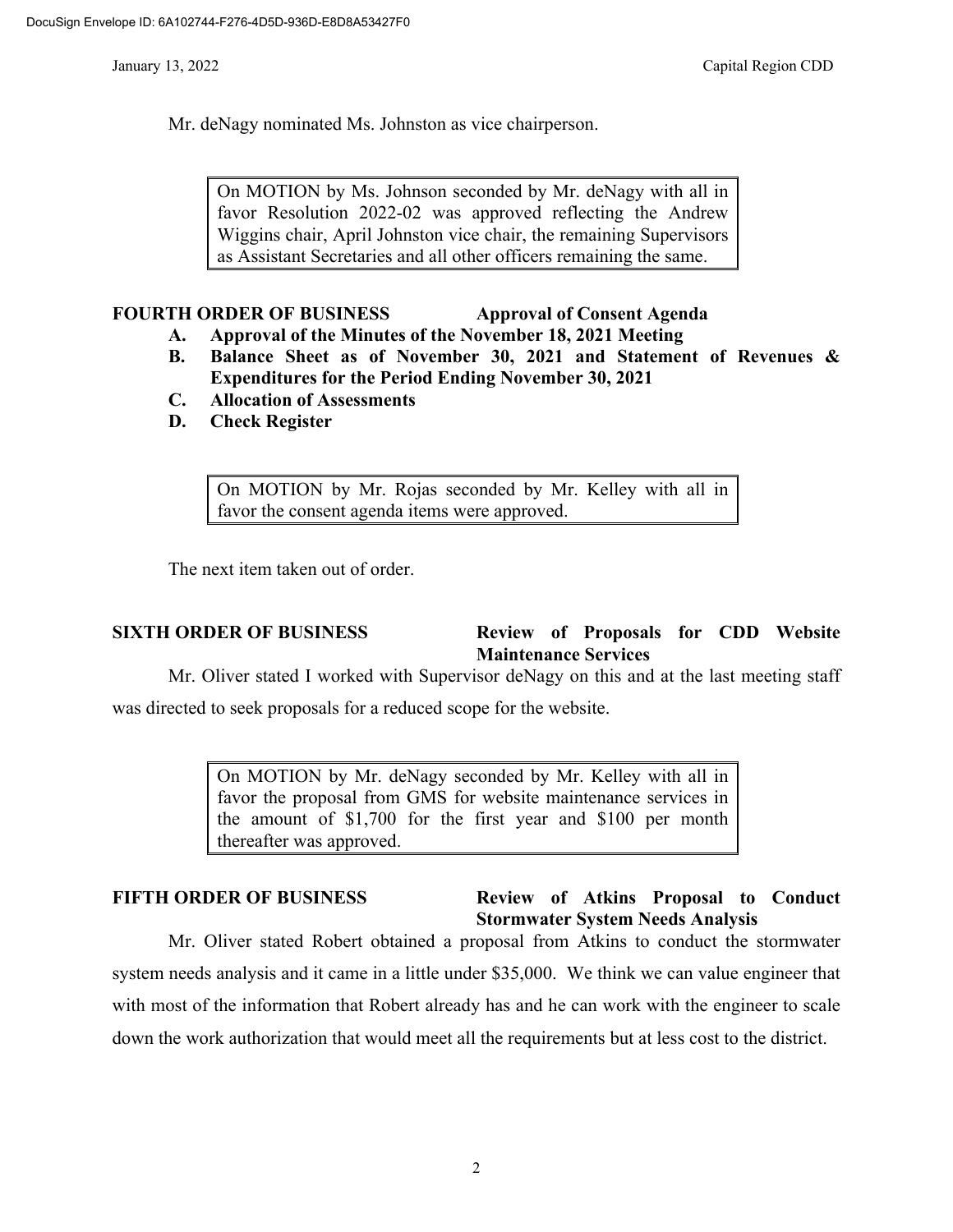Mr. deNagy nominated Ms. Johnston as vice chairperson.

> On MOTION by Ms. Johnson seconded by Mr. deNagy with all in favor Resolution 2022-02 was approved reflecting the Andrew Wiggins chair, April Johnston vice chair, the remaining Supervisors as Assistant Secretaries and all other officers remaining the same.

**FOURTH ORDER OF BUSINESS** **Approval of Consent Agenda**

- **A. Approval of the Minutes of the November 18, 2021 Meeting**
- **B. Balance Sheet as of November 30, 2021 and Statement of Revenues & Expenditures for the Period Ending November 30, 2021**
- **C. Allocation of Assessments**
- **D. Check Register**

> On MOTION by Mr. Rojas seconded by Mr. Kelley with all in favor the consent agenda items were approved.

The next item taken out of order.

**SIXTH ORDER OF BUSINESS** **Review of Proposals for CDD Website Maintenance Services**

Mr. Oliver stated I worked with Supervisor deNagy on this and at the last meeting staff was directed to seek proposals for a reduced scope for the website.

> On MOTION by Mr. deNagy seconded by Mr. Kelley with all in favor the proposal from GMS for website maintenance services in the amount of $1,700 for the first year and $100 per month thereafter was approved.

**FIFTH ORDER OF BUSINESS** **Review of Atkins Proposal to Conduct Stormwater System Needs Analysis**

Mr. Oliver stated Robert obtained a proposal from Atkins to conduct the stormwater system needs analysis and it came in a little under $35,000. We think we can value engineer that with most of the information that Robert already has and he can work with the engineer to scale down the work authorization that would meet all the requirements but at less cost to the district.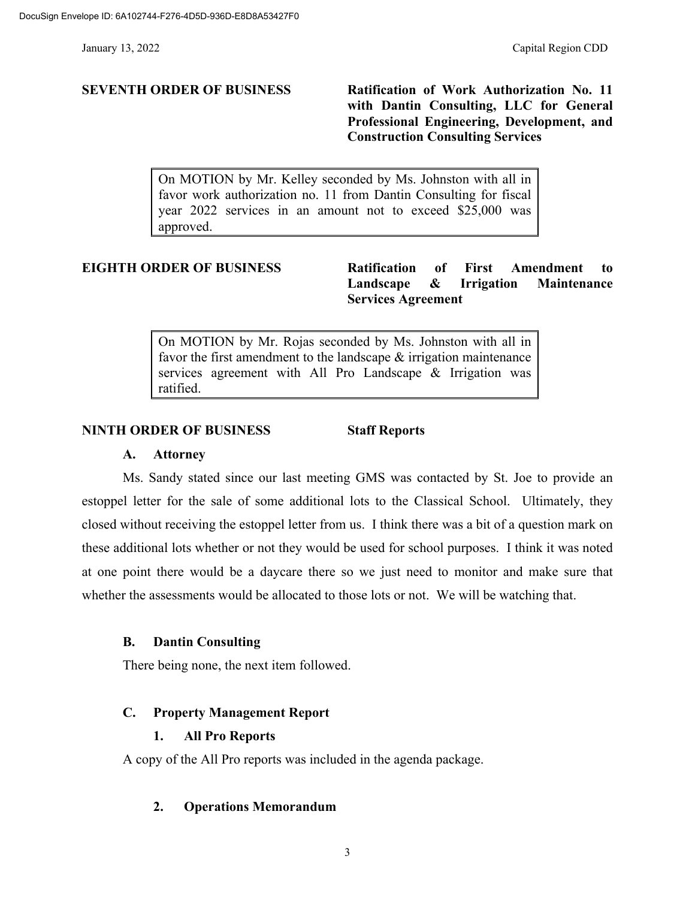**SEVENTH ORDER OF BUSINESS** **Ratification of Work Authorization No. 11 with Dantin Consulting, LLC for General Professional Engineering, Development, and Construction Consulting Services**

> On MOTION by Mr. Kelley seconded by Ms. Johnston with all in favor work authorization no. 11 from Dantin Consulting for fiscal year 2022 services in an amount not to exceed $25,000 was approved.

**EIGHTH ORDER OF BUSINESS** **Ratification of First Amendment to Landscape & Irrigation Maintenance Services Agreement**

> On MOTION by Mr. Rojas seconded by Ms. Johnston with all in favor the first amendment to the landscape & irrigation maintenance services agreement with All Pro Landscape & Irrigation was ratified.

**NINTH ORDER OF BUSINESS** **Staff Reports**

**A. Attorney**

Ms. Sandy stated since our last meeting GMS was contacted by St. Joe to provide an estoppel letter for the sale of some additional lots to the Classical School. Ultimately, they closed without receiving the estoppel letter from us. I think there was a bit of a question mark on these additional lots whether or not they would be used for school purposes. I think it was noted at one point there would be a daycare there so we just need to monitor and make sure that whether the assessments would be allocated to those lots or not. We will be watching that.

**B. Dantin Consulting**

There being none, the next item followed.

**C. Property Management Report**

**1. All Pro Reports**

A copy of the All Pro reports was included in the agenda package.

**2. Operations Memorandum**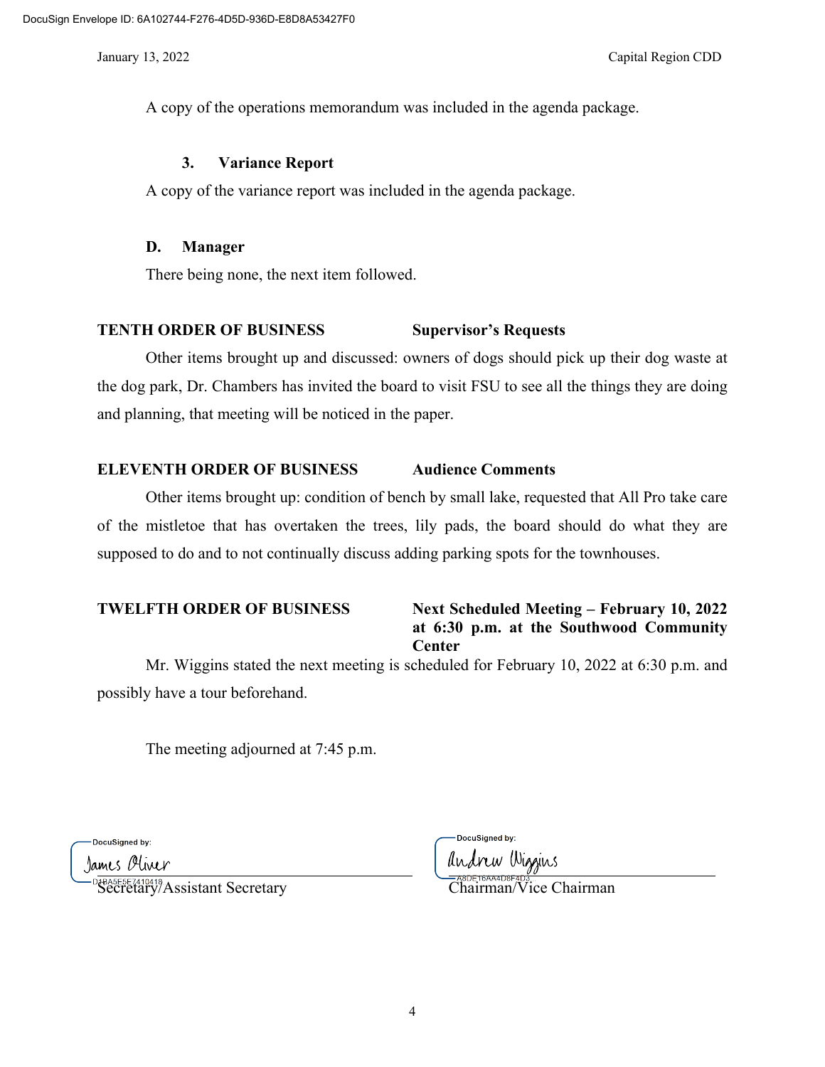A copy of the operations memorandum was included in the agenda package.

**3. Variance Report**

A copy of the variance report was included in the agenda package.

**D. Manager**

There being none, the next item followed.

**TENTH ORDER OF BUSINESS Supervisor's Requests**

Other items brought up and discussed: owners of dogs should pick up their dog waste at the dog park, Dr. Chambers has invited the board to visit FSU to see all the things they are doing and planning, that meeting will be noticed in the paper.

**ELEVENTH ORDER OF BUSINESS Audience Comments**

Other items brought up: condition of bench by small lake, requested that All Pro take care of the mistletoe that has overtaken the trees, lily pads, the board should do what they are supposed to do and to not continually discuss adding parking spots for the townhouses.

**TWELFTH ORDER OF BUSINESS Next Scheduled Meeting – February 10, 2022 at 6:30 p.m. at the Southwood Community Center**

Mr. Wiggins stated the next meeting is scheduled for February 10, 2022 at 6:30 p.m. and possibly have a tour beforehand.

The meeting adjourned at 7:45 p.m.

DocuSigned by:
James Oliver
D1BA5E5E7410418
Secretary/Assistant Secretary

DocuSigned by:
Andrew Wiggins
A8DE16AA4D8F4D3
Chairman/Vice Chairman